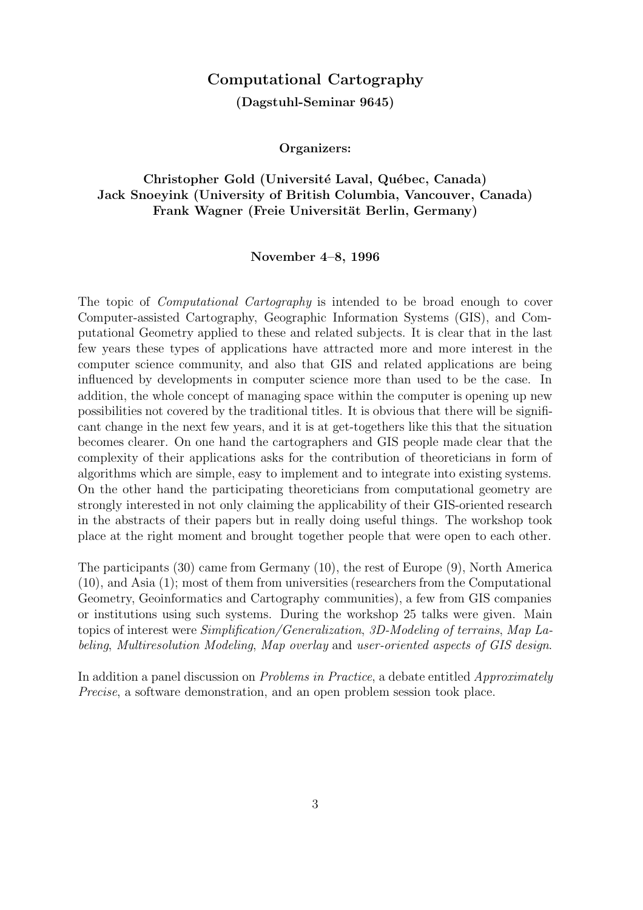# Computational Cartography

**(Dagstuhl-Seminar 9645)**

**Organizers:**

**Christopher Gold (Université Laval, Québec, Canada)**
**Jack Snoeyink (University of British Columbia, Vancouver, Canada)**
**Frank Wagner (Freie Universität Berlin, Germany)**

**November 4–8, 1996**

The topic of *Computational Cartography* is intended to be broad enough to cover Computer-assisted Cartography, Geographic Information Systems (GIS), and Computational Geometry applied to these and related subjects. It is clear that in the last few years these types of applications have attracted more and more interest in the computer science community, and also that GIS and related applications are being influenced by developments in computer science more than used to be the case. In addition, the whole concept of managing space within the computer is opening up new possibilities not covered by the traditional titles. It is obvious that there will be significant change in the next few years, and it is at get-togethers like this that the situation becomes clearer. On one hand the cartographers and GIS people made clear that the complexity of their applications asks for the contribution of theoreticians in form of algorithms which are simple, easy to implement and to integrate into existing systems. On the other hand the participating theoreticians from computational geometry are strongly interested in not only claiming the applicability of their GIS-oriented research in the abstracts of their papers but in really doing useful things. The workshop took place at the right moment and brought together people that were open to each other.

The participants (30) came from Germany (10), the rest of Europe (9), North America (10), and Asia (1); most of them from universities (researchers from the Computational Geometry, Geoinformatics and Cartography communities), a few from GIS companies or institutions using such systems. During the workshop 25 talks were given. Main topics of interest were *Simplification/Generalization*, *3D-Modeling of terrains*, *Map Labeling*, *Multiresolution Modeling*, *Map overlay* and *user-oriented aspects of GIS design*.

In addition a panel discussion on *Problems in Practice*, a debate entitled *Approximately Precise*, a software demonstration, and an open problem session took place.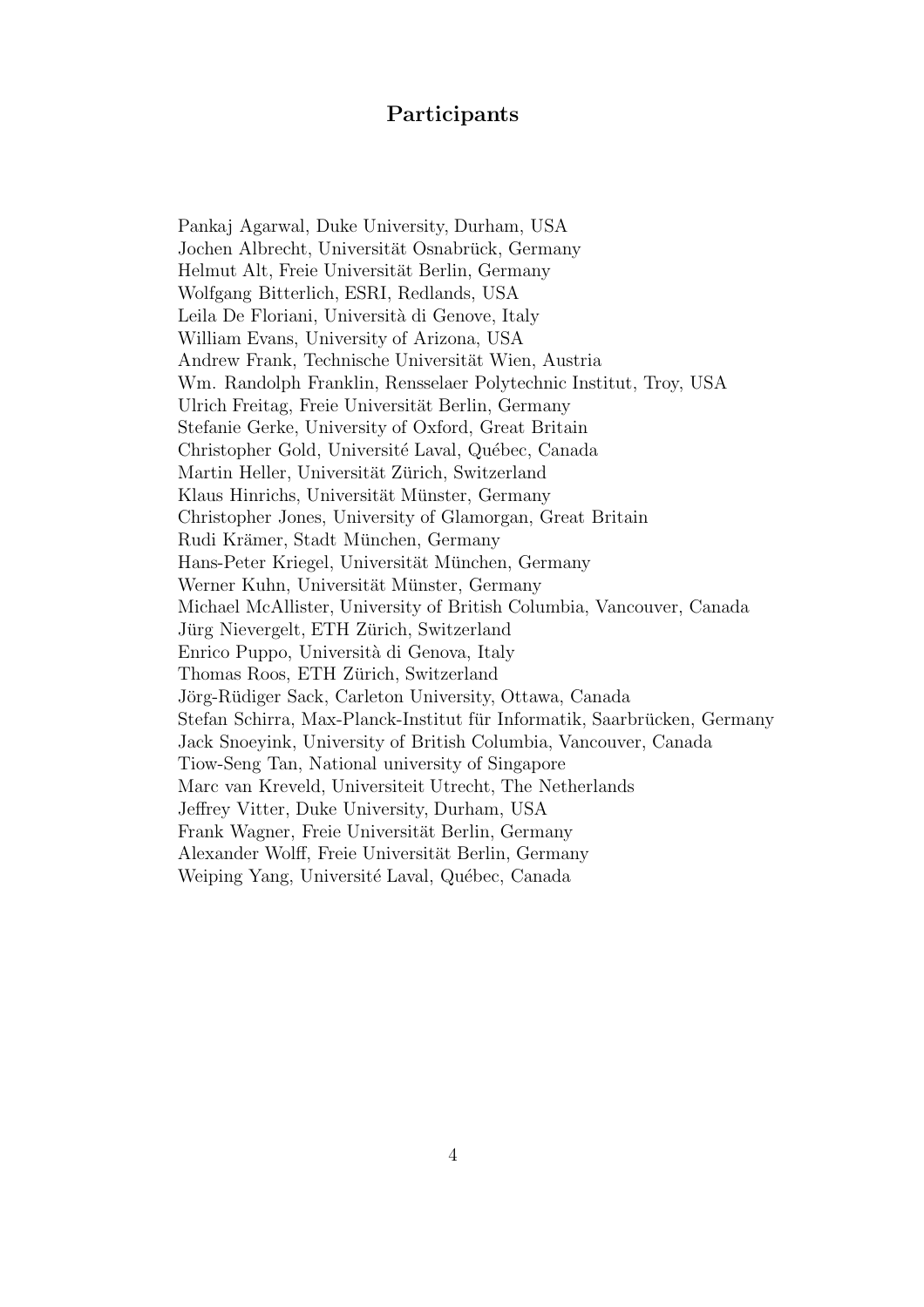## Participants

Pankaj Agarwal, Duke University, Durham, USA
Jochen Albrecht, Universität Osnabrück, Germany
Helmut Alt, Freie Universität Berlin, Germany
Wolfgang Bitterlich, ESRI, Redlands, USA
Leila De Floriani, Università di Genove, Italy
William Evans, University of Arizona, USA
Andrew Frank, Technische Universität Wien, Austria
Wm. Randolph Franklin, Rensselaer Polytechnic Institut, Troy, USA
Ulrich Freitag, Freie Universität Berlin, Germany
Stefanie Gerke, University of Oxford, Great Britain
Christopher Gold, Université Laval, Québec, Canada
Martin Heller, Universität Zürich, Switzerland
Klaus Hinrichs, Universität Münster, Germany
Christopher Jones, University of Glamorgan, Great Britain
Rudi Krämer, Stadt München, Germany
Hans-Peter Kriegel, Universität München, Germany
Werner Kuhn, Universität Münster, Germany
Michael McAllister, University of British Columbia, Vancouver, Canada
Jürg Nievergelt, ETH Zürich, Switzerland
Enrico Puppo, Università di Genova, Italy
Thomas Roos, ETH Zürich, Switzerland
Jörg-Rüdiger Sack, Carleton University, Ottawa, Canada
Stefan Schirra, Max-Planck-Institut für Informatik, Saarbrücken, Germany
Jack Snoeyink, University of British Columbia, Vancouver, Canada
Tiow-Seng Tan, National university of Singapore
Marc van Kreveld, Universiteit Utrecht, The Netherlands
Jeffrey Vitter, Duke University, Durham, USA
Frank Wagner, Freie Universität Berlin, Germany
Alexander Wolff, Freie Universität Berlin, Germany
Weiping Yang, Université Laval, Québec, Canada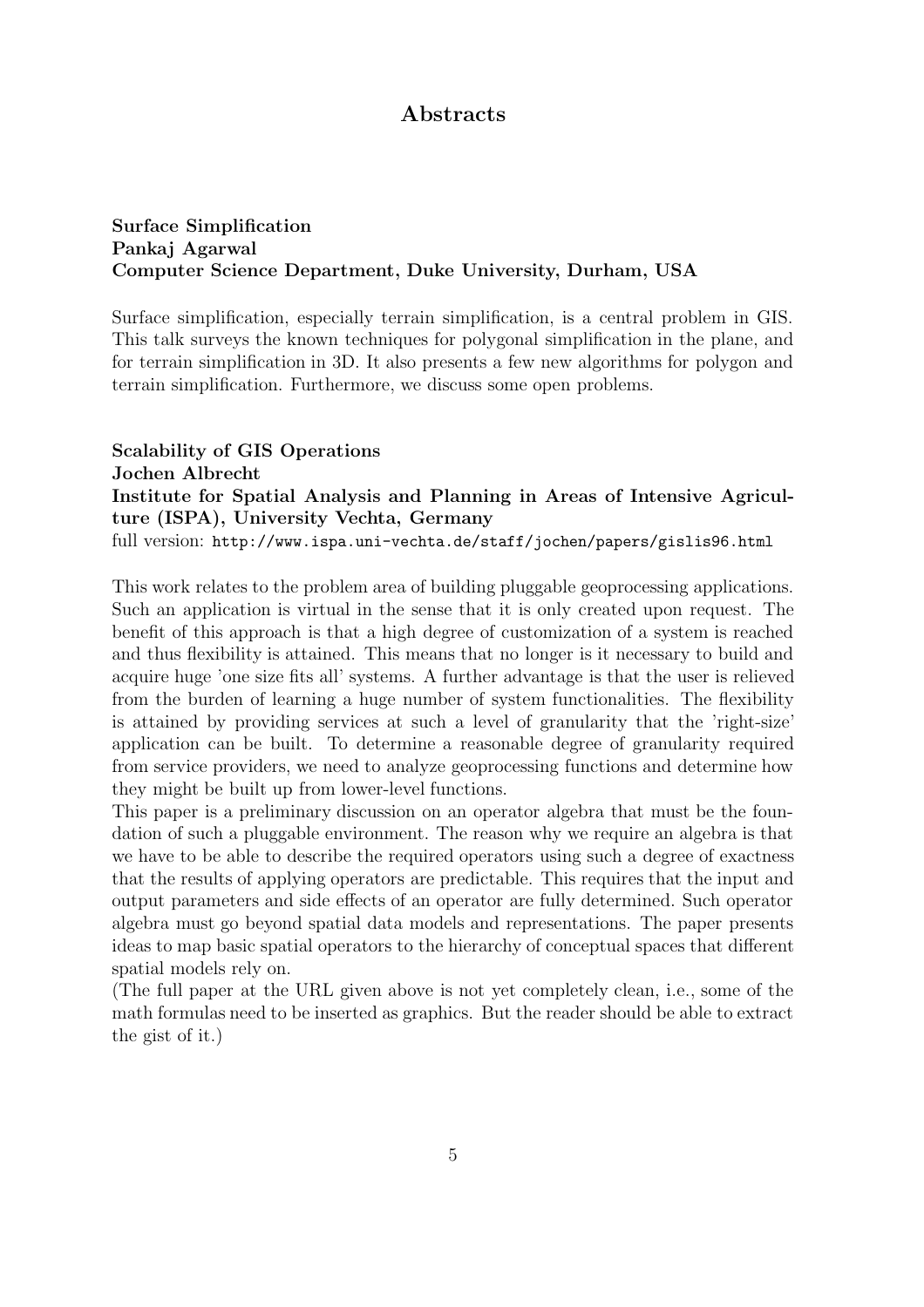# Abstracts

**Surface Simplification**
**Pankaj Agarwal**
**Computer Science Department, Duke University, Durham, USA**

Surface simplification, especially terrain simplification, is a central problem in GIS. This talk surveys the known techniques for polygonal simplification in the plane, and for terrain simplification in 3D. It also presents a few new algorithms for polygon and terrain simplification. Furthermore, we discuss some open problems.

**Scalability of GIS Operations**
**Jochen Albrecht**
**Institute for Spatial Analysis and Planning in Areas of Intensive Agriculture (ISPA), University Vechta, Germany**
full version: `http://www.ispa.uni-vechta.de/staff/jochen/papers/gislis96.html`

This work relates to the problem area of building pluggable geoprocessing applications. Such an application is virtual in the sense that it is only created upon request. The benefit of this approach is that a high degree of customization of a system is reached and thus flexibility is attained. This means that no longer is it necessary to build and acquire huge 'one size fits all' systems. A further advantage is that the user is relieved from the burden of learning a huge number of system functionalities. The flexibility is attained by providing services at such a level of granularity that the 'right-size' application can be built. To determine a reasonable degree of granularity required from service providers, we need to analyze geoprocessing functions and determine how they might be built up from lower-level functions.

This paper is a preliminary discussion on an operator algebra that must be the foundation of such a pluggable environment. The reason why we require an algebra is that we have to be able to describe the required operators using such a degree of exactness that the results of applying operators are predictable. This requires that the input and output parameters and side effects of an operator are fully determined. Such operator algebra must go beyond spatial data models and representations. The paper presents ideas to map basic spatial operators to the hierarchy of conceptual spaces that different spatial models rely on.

(The full paper at the URL given above is not yet completely clean, i.e., some of the math formulas need to be inserted as graphics. But the reader should be able to extract the gist of it.)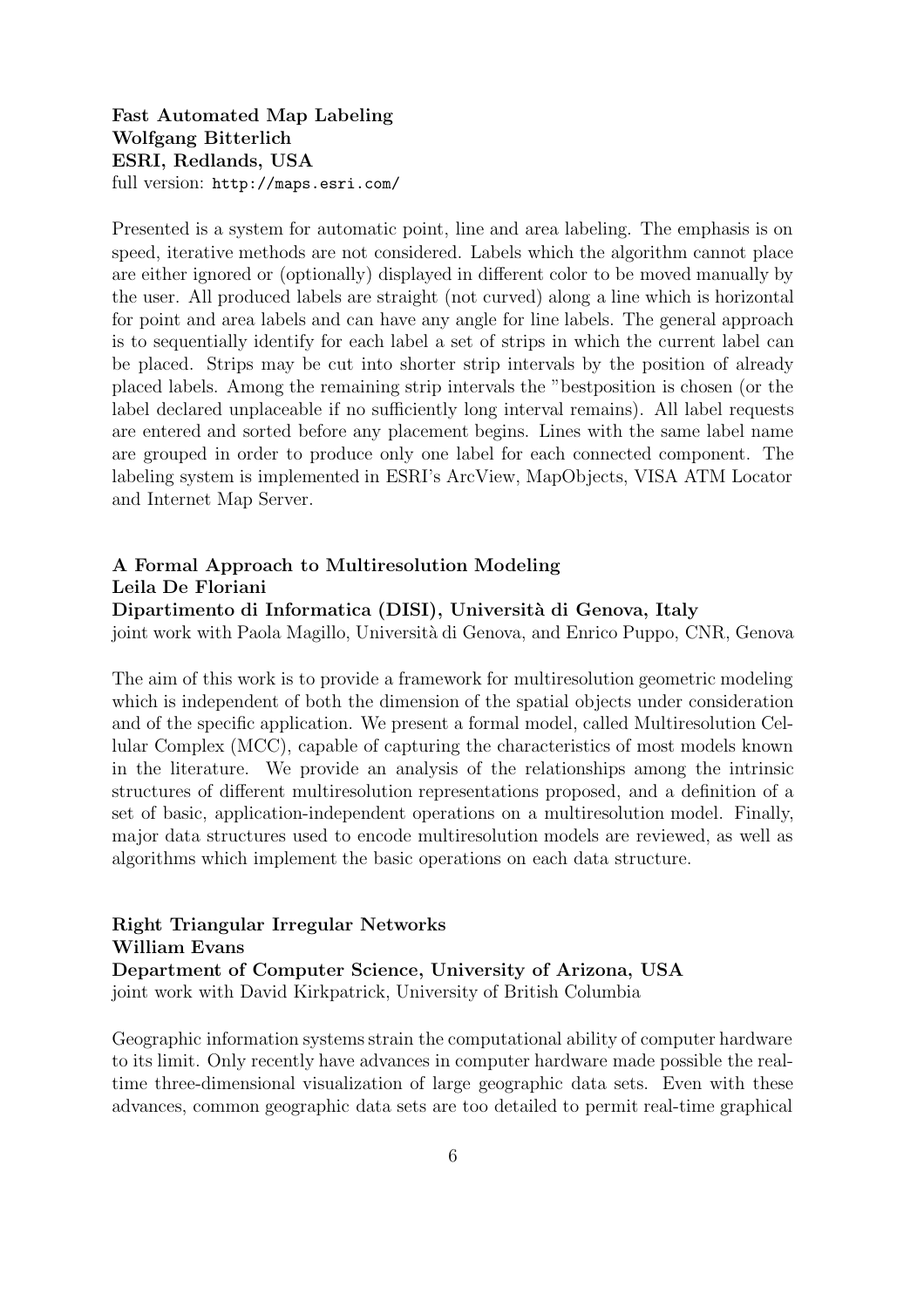**Fast Automated Map Labeling**
**Wolfgang Bitterlich**
**ESRI, Redlands, USA**
full version: `http://maps.esri.com/`

Presented is a system for automatic point, line and area labeling. The emphasis is on speed, iterative methods are not considered. Labels which the algorithm cannot place are either ignored or (optionally) displayed in different color to be moved manually by the user. All produced labels are straight (not curved) along a line which is horizontal for point and area labels and can have any angle for line labels. The general approach is to sequentially identify for each label a set of strips in which the current label can be placed. Strips may be cut into shorter strip intervals by the position of already placed labels. Among the remaining strip intervals the "bestposition is chosen (or the label declared unplaceable if no sufficiently long interval remains). All label requests are entered and sorted before any placement begins. Lines with the same label name are grouped in order to produce only one label for each connected component. The labeling system is implemented in ESRI's ArcView, MapObjects, VISA ATM Locator and Internet Map Server.

**A Formal Approach to Multiresolution Modeling**
**Leila De Floriani**
**Dipartimento di Informatica (DISI), Università di Genova, Italy**
joint work with Paola Magillo, Università di Genova, and Enrico Puppo, CNR, Genova

The aim of this work is to provide a framework for multiresolution geometric modeling which is independent of both the dimension of the spatial objects under consideration and of the specific application. We present a formal model, called Multiresolution Cellular Complex (MCC), capable of capturing the characteristics of most models known in the literature. We provide an analysis of the relationships among the intrinsic structures of different multiresolution representations proposed, and a definition of a set of basic, application-independent operations on a multiresolution model. Finally, major data structures used to encode multiresolution models are reviewed, as well as algorithms which implement the basic operations on each data structure.

**Right Triangular Irregular Networks**
**William Evans**
**Department of Computer Science, University of Arizona, USA**
joint work with David Kirkpatrick, University of British Columbia

Geographic information systems strain the computational ability of computer hardware to its limit. Only recently have advances in computer hardware made possible the real-time three-dimensional visualization of large geographic data sets. Even with these advances, common geographic data sets are too detailed to permit real-time graphical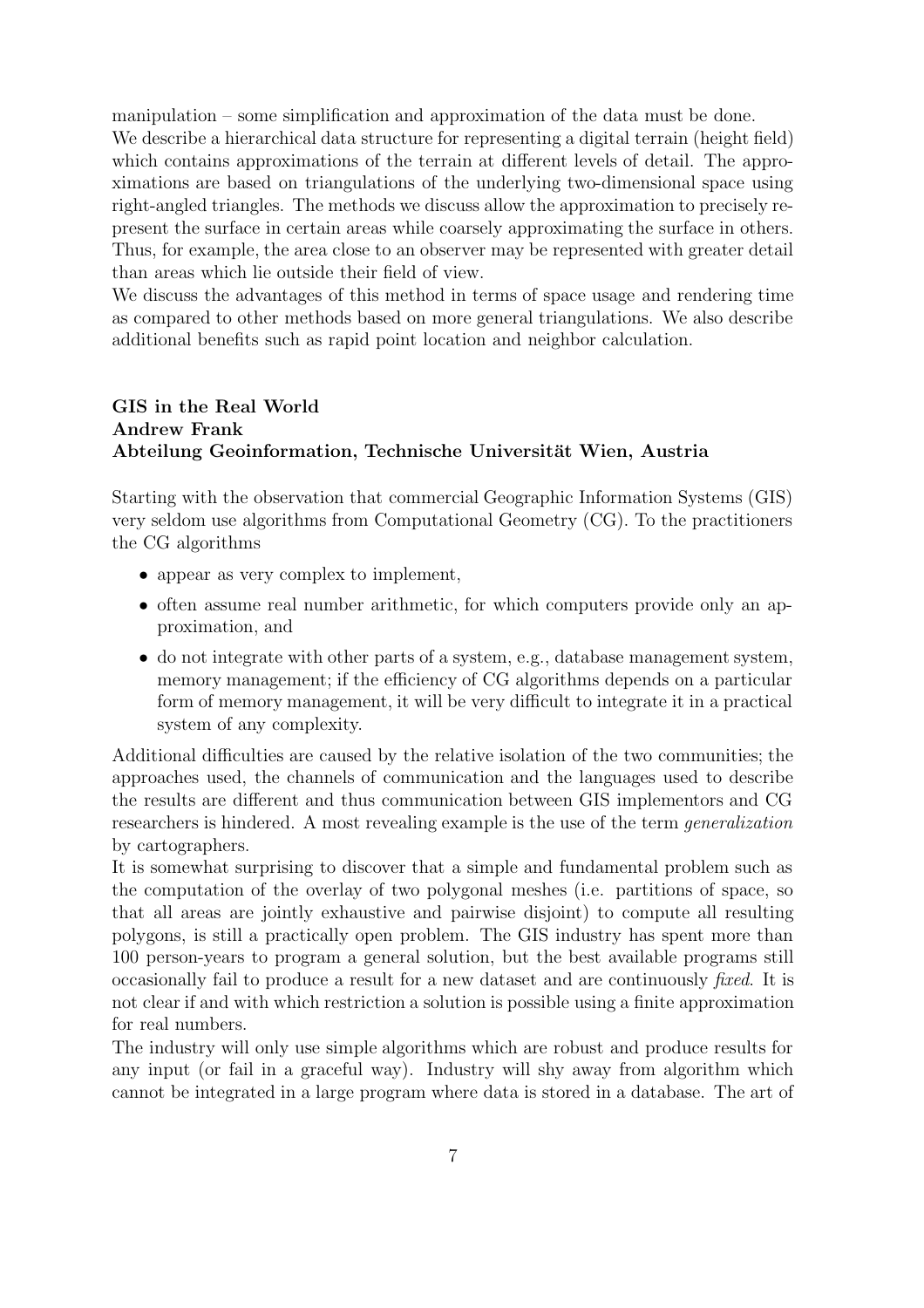manipulation – some simplification and approximation of the data must be done.
We describe a hierarchical data structure for representing a digital terrain (height field) which contains approximations of the terrain at different levels of detail. The approximations are based on triangulations of the underlying two-dimensional space using right-angled triangles. The methods we discuss allow the approximation to precisely represent the surface in certain areas while coarsely approximating the surface in others. Thus, for example, the area close to an observer may be represented with greater detail than areas which lie outside their field of view.
We discuss the advantages of this method in terms of space usage and rendering time as compared to other methods based on more general triangulations. We also describe additional benefits such as rapid point location and neighbor calculation.

**GIS in the Real World**
**Andrew Frank**
**Abteilung Geoinformation, Technische Universität Wien, Austria**

Starting with the observation that commercial Geographic Information Systems (GIS) very seldom use algorithms from Computational Geometry (CG). To the practitioners the CG algorithms

- appear as very complex to implement,
- often assume real number arithmetic, for which computers provide only an approximation, and
- do not integrate with other parts of a system, e.g., database management system, memory management; if the efficiency of CG algorithms depends on a particular form of memory management, it will be very difficult to integrate it in a practical system of any complexity.

Additional difficulties are caused by the relative isolation of the two communities; the approaches used, the channels of communication and the languages used to describe the results are different and thus communication between GIS implementors and CG researchers is hindered. A most revealing example is the use of the term *generalization* by cartographers.
It is somewhat surprising to discover that a simple and fundamental problem such as the computation of the overlay of two polygonal meshes (i.e. partitions of space, so that all areas are jointly exhaustive and pairwise disjoint) to compute all resulting polygons, is still a practically open problem. The GIS industry has spent more than 100 person-years to program a general solution, but the best available programs still occasionally fail to produce a result for a new dataset and are continuously *fixed*. It is not clear if and with which restriction a solution is possible using a finite approximation for real numbers.
The industry will only use simple algorithms which are robust and produce results for any input (or fail in a graceful way). Industry will shy away from algorithm which cannot be integrated in a large program where data is stored in a database. The art of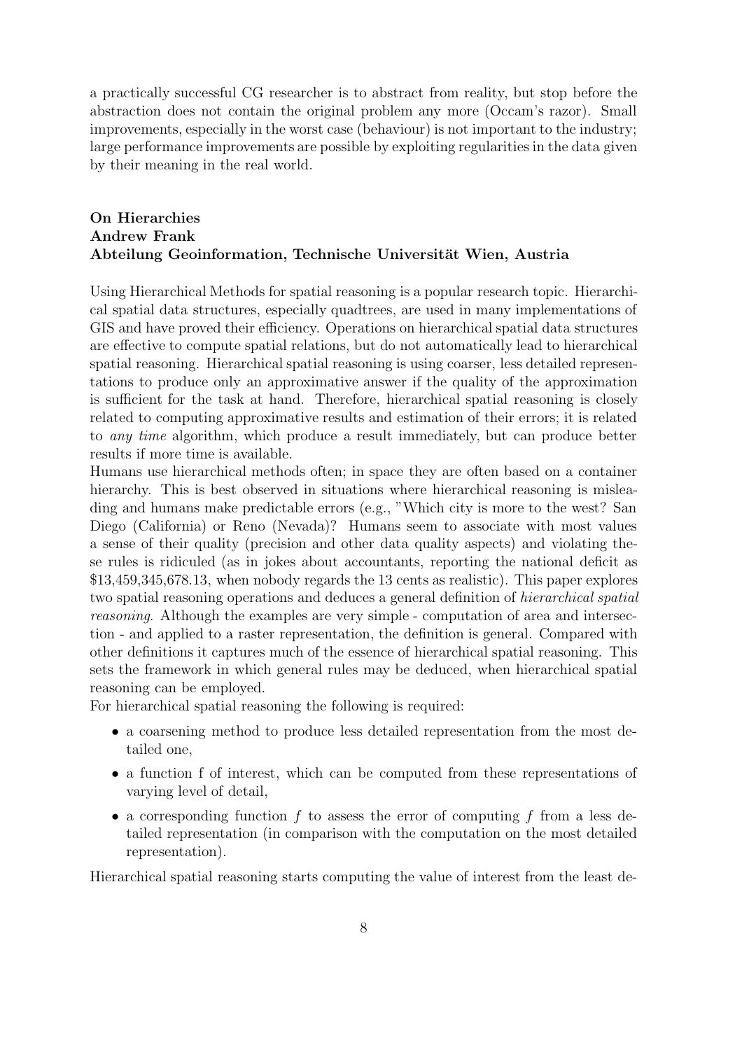a practically successful CG researcher is to abstract from reality, but stop before the abstraction does not contain the original problem any more (Occam's razor). Small improvements, especially in the worst case (behaviour) is not important to the industry; large performance improvements are possible by exploiting regularities in the data given by their meaning in the real world.

**On Hierarchies**
**Andrew Frank**
**Abteilung Geoinformation, Technische Universität Wien, Austria**

Using Hierarchical Methods for spatial reasoning is a popular research topic. Hierarchical spatial data structures, especially quadtrees, are used in many implementations of GIS and have proved their efficiency. Operations on hierarchical spatial data structures are effective to compute spatial relations, but do not automatically lead to hierarchical spatial reasoning. Hierarchical spatial reasoning is using coarser, less detailed representations to produce only an approximative answer if the quality of the approximation is sufficient for the task at hand. Therefore, hierarchical spatial reasoning is closely related to computing approximative results and estimation of their errors; it is related to *any time* algorithm, which produce a result immediately, but can produce better results if more time is available.
Humans use hierarchical methods often; in space they are often based on a container hierarchy. This is best observed in situations where hierarchical reasoning is misleading and humans make predictable errors (e.g., "Which city is more to the west? San Diego (California) or Reno (Nevada)? Humans seem to associate with most values a sense of their quality (precision and other data quality aspects) and violating these rules is ridiculed (as in jokes about accountants, reporting the national deficit as \$13,459,345,678.13, when nobody regards the 13 cents as realistic). This paper explores two spatial reasoning operations and deduces a general definition of *hierarchical spatial reasoning*. Although the examples are very simple - computation of area and intersection - and applied to a raster representation, the definition is general. Compared with other definitions it captures much of the essence of hierarchical spatial reasoning. This sets the framework in which general rules may be deduced, when hierarchical spatial reasoning can be employed.
For hierarchical spatial reasoning the following is required:

- a coarsening method to produce less detailed representation from the most detailed one,
- a function f of interest, which can be computed from these representations of varying level of detail,
- a corresponding function $f$ to assess the error of computing $f$ from a less detailed representation (in comparison with the computation on the most detailed representation).

Hierarchical spatial reasoning starts computing the value of interest from the least de-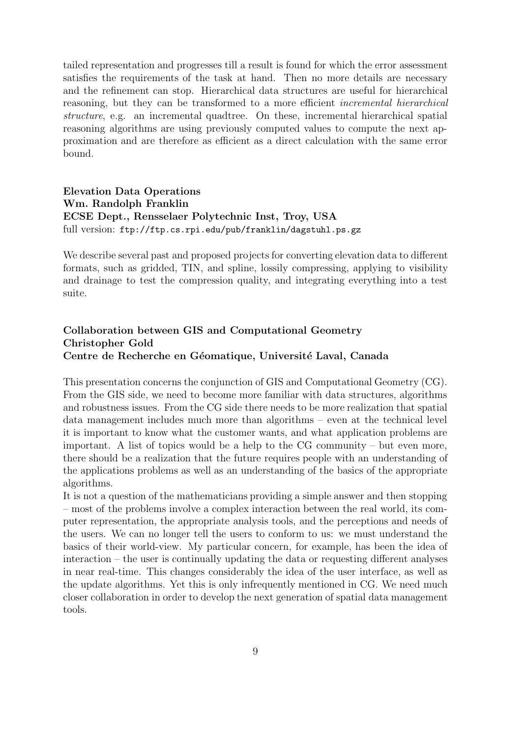tailed representation and progresses till a result is found for which the error assessment satisfies the requirements of the task at hand. Then no more details are necessary and the refinement can stop. Hierarchical data structures are useful for hierarchical reasoning, but they can be transformed to a more efficient *incremental hierarchical structure*, e.g. an incremental quadtree. On these, incremental hierarchical spatial reasoning algorithms are using previously computed values to compute the next approximation and are therefore as efficient as a direct calculation with the same error bound.

**Elevation Data Operations**
**Wm. Randolph Franklin**
**ECSE Dept., Rensselaer Polytechnic Inst, Troy, USA**
full version: `ftp://ftp.cs.rpi.edu/pub/franklin/dagstuhl.ps.gz`

We describe several past and proposed projects for converting elevation data to different formats, such as gridded, TIN, and spline, lossily compressing, applying to visibility and drainage to test the compression quality, and integrating everything into a test suite.

**Collaboration between GIS and Computational Geometry**
**Christopher Gold**
**Centre de Recherche en Géomatique, Université Laval, Canada**

This presentation concerns the conjunction of GIS and Computational Geometry (CG). From the GIS side, we need to become more familiar with data structures, algorithms and robustness issues. From the CG side there needs to be more realization that spatial data management includes much more than algorithms – even at the technical level it is important to know what the customer wants, and what application problems are important. A list of topics would be a help to the CG community – but even more, there should be a realization that the future requires people with an understanding of the applications problems as well as an understanding of the basics of the appropriate algorithms.
It is not a question of the mathematicians providing a simple answer and then stopping – most of the problems involve a complex interaction between the real world, its computer representation, the appropriate analysis tools, and the perceptions and needs of the users. We can no longer tell the users to conform to us: we must understand the basics of their world-view. My particular concern, for example, has been the idea of interaction – the user is continually updating the data or requesting different analyses in near real-time. This changes considerably the idea of the user interface, as well as the update algorithms. Yet this is only infrequently mentioned in CG. We need much closer collaboration in order to develop the next generation of spatial data management tools.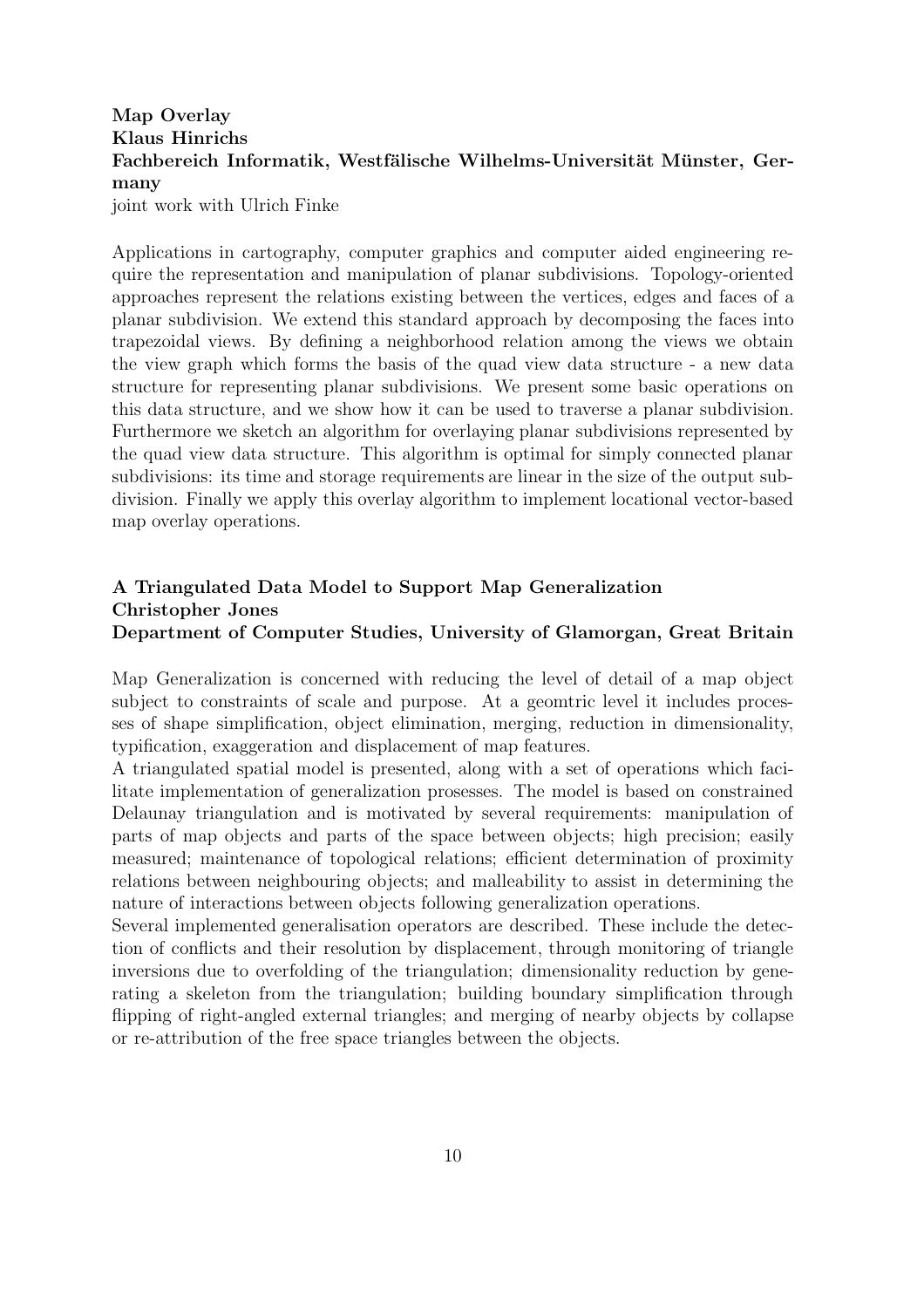**Map Overlay**
**Klaus Hinrichs**
**Fachbereich Informatik, Westfälische Wilhelms-Universität Münster, Germany**
joint work with Ulrich Finke

Applications in cartography, computer graphics and computer aided engineering require the representation and manipulation of planar subdivisions. Topology-oriented approaches represent the relations existing between the vertices, edges and faces of a planar subdivision. We extend this standard approach by decomposing the faces into trapezoidal views. By defining a neighborhood relation among the views we obtain the view graph which forms the basis of the quad view data structure - a new data structure for representing planar subdivisions. We present some basic operations on this data structure, and we show how it can be used to traverse a planar subdivision. Furthermore we sketch an algorithm for overlaying planar subdivisions represented by the quad view data structure. This algorithm is optimal for simply connected planar subdivisions: its time and storage requirements are linear in the size of the output subdivision. Finally we apply this overlay algorithm to implement locational vector-based map overlay operations.

**A Triangulated Data Model to Support Map Generalization**
**Christopher Jones**
**Department of Computer Studies, University of Glamorgan, Great Britain**

Map Generalization is concerned with reducing the level of detail of a map object subject to constraints of scale and purpose. At a geomtric level it includes processes of shape simplification, object elimination, merging, reduction in dimensionality, typification, exaggeration and displacement of map features.
A triangulated spatial model is presented, along with a set of operations which facilitate implementation of generalization prosesses. The model is based on constrained Delaunay triangulation and is motivated by several requirements: manipulation of parts of map objects and parts of the space between objects; high precision; easily measured; maintenance of topological relations; efficient determination of proximity relations between neighbouring objects; and malleability to assist in determining the nature of interactions between objects following generalization operations.
Several implemented generalisation operators are described. These include the detection of conflicts and their resolution by displacement, through monitoring of triangle inversions due to overfolding of the triangulation; dimensionality reduction by generating a skeleton from the triangulation; building boundary simplification through flipping of right-angled external triangles; and merging of nearby objects by collapse or re-attribution of the free space triangles between the objects.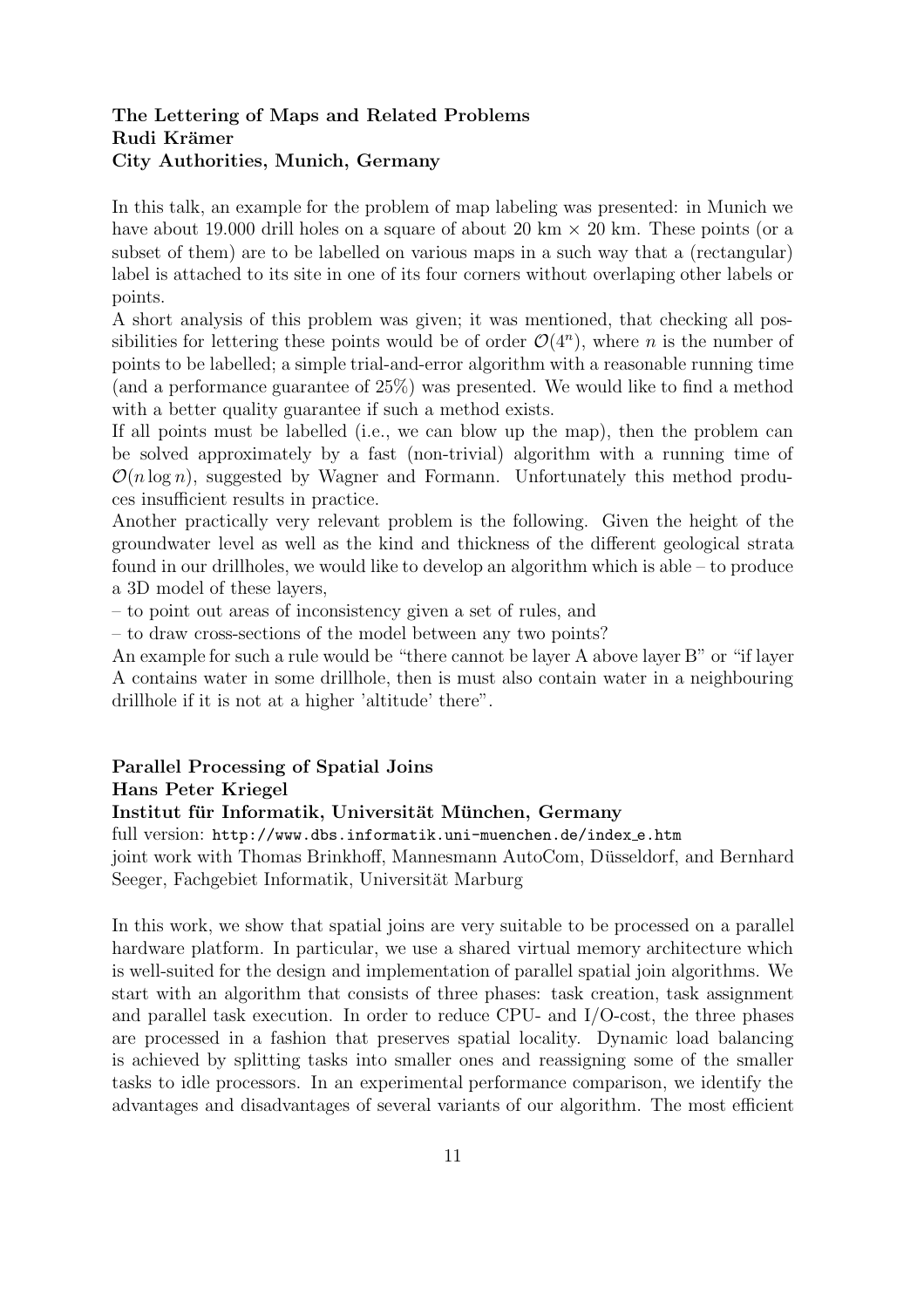**The Lettering of Maps and Related Problems**
**Rudi Krämer**
**City Authorities, Munich, Germany**

In this talk, an example for the problem of map labeling was presented: in Munich we have about 19.000 drill holes on a square of about 20 km $\times$ 20 km. These points (or a subset of them) are to be labelled on various maps in a such way that a (rectangular) label is attached to its site in one of its four corners without overlaping other labels or points.

A short analysis of this problem was given; it was mentioned, that checking all possibilities for lettering these points would be of order $\mathcal{O}(4^n)$, where $n$ is the number of points to be labelled; a simple trial-and-error algorithm with a reasonable running time (and a performance guarantee of 25%) was presented. We would like to find a method with a better quality guarantee if such a method exists.

If all points must be labelled (i.e., we can blow up the map), then the problem can be solved approximately by a fast (non-trivial) algorithm with a running time of $\mathcal{O}(n \log n)$, suggested by Wagner and Formann. Unfortunately this method produces insufficient results in practice.

Another practically very relevant problem is the following. Given the height of the groundwater level as well as the kind and thickness of the different geological strata found in our drillholes, we would like to develop an algorithm which is able – to produce a 3D model of these layers,

– to point out areas of inconsistency given a set of rules, and

– to draw cross-sections of the model between any two points?

An example for such a rule would be "there cannot be layer A above layer B" or "if layer A contains water in some drillhole, then is must also contain water in a neighbouring drillhole if it is not at a higher 'altitude' there".

**Parallel Processing of Spatial Joins**
**Hans Peter Kriegel**
**Institut für Informatik, Universität München, Germany**

full version: `http://www.dbs.informatik.uni-muenchen.de/index_e.htm`
joint work with Thomas Brinkhoff, Mannesmann AutoCom, Düsseldorf, and Bernhard Seeger, Fachgebiet Informatik, Universität Marburg

In this work, we show that spatial joins are very suitable to be processed on a parallel hardware platform. In particular, we use a shared virtual memory architecture which is well-suited for the design and implementation of parallel spatial join algorithms. We start with an algorithm that consists of three phases: task creation, task assignment and parallel task execution. In order to reduce CPU- and I/O-cost, the three phases are processed in a fashion that preserves spatial locality. Dynamic load balancing is achieved by splitting tasks into smaller ones and reassigning some of the smaller tasks to idle processors. In an experimental performance comparison, we identify the advantages and disadvantages of several variants of our algorithm. The most efficient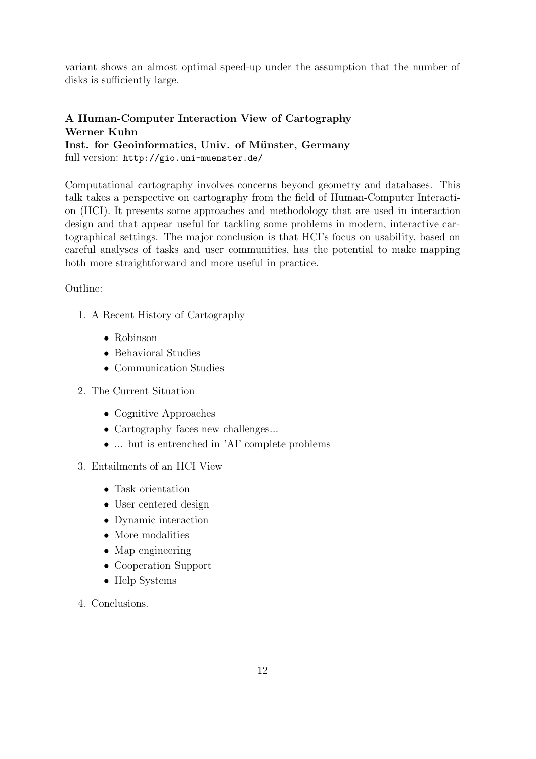variant shows an almost optimal speed-up under the assumption that the number of disks is sufficiently large.

**A Human-Computer Interaction View of Cartography**
**Werner Kuhn**
**Inst. for Geoinformatics, Univ. of Münster, Germany**
full version: `http://gio.uni-muenster.de/`

Computational cartography involves concerns beyond geometry and databases. This talk takes a perspective on cartography from the field of Human-Computer Interaction (HCI). It presents some approaches and methodology that are used in interaction design and that appear useful for tackling some problems in modern, interactive cartographical settings. The major conclusion is that HCI's focus on usability, based on careful analyses of tasks and user communities, has the potential to make mapping both more straightforward and more useful in practice.

Outline:

1. A Recent History of Cartography
   - Robinson
   - Behavioral Studies
   - Communication Studies
2. The Current Situation
   - Cognitive Approaches
   - Cartography faces new challenges...
   - ... but is entrenched in 'AI' complete problems
3. Entailments of an HCI View
   - Task orientation
   - User centered design
   - Dynamic interaction
   - More modalities
   - Map engineering
   - Cooperation Support
   - Help Systems
4. Conclusions.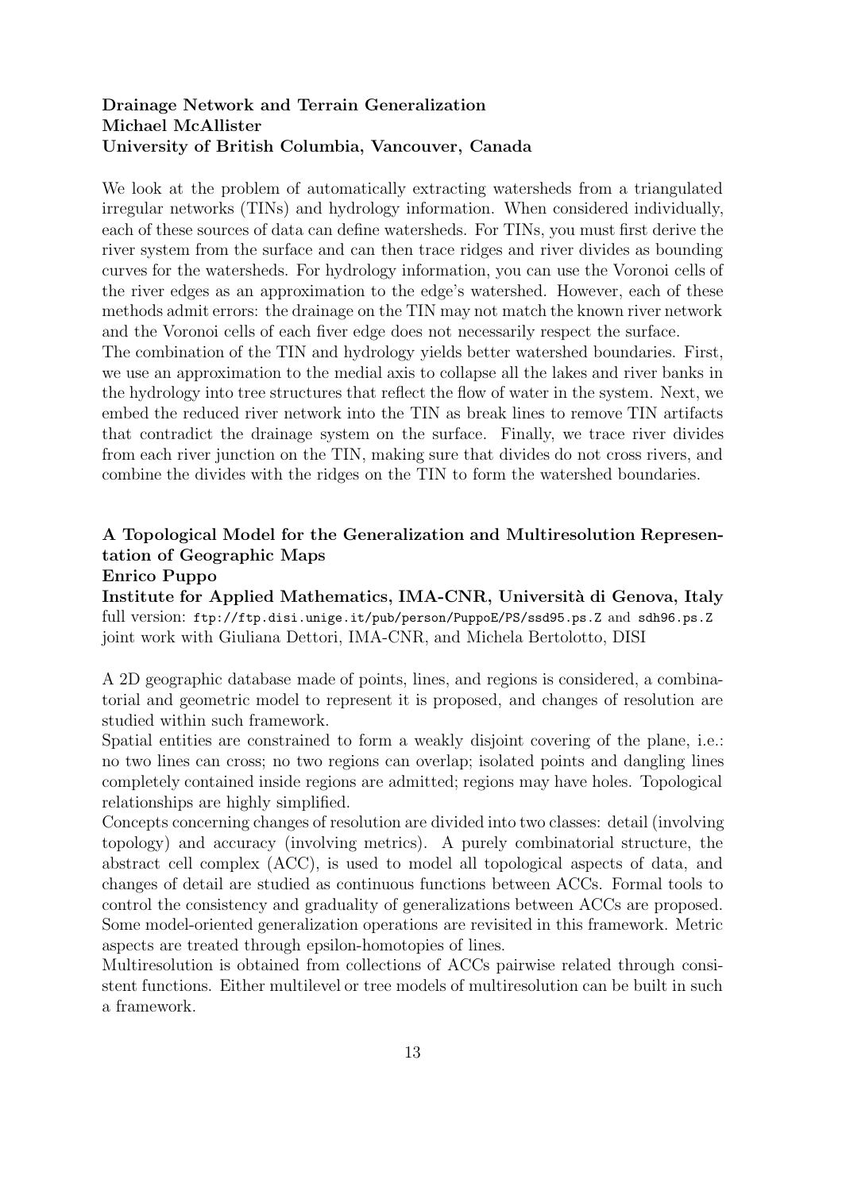**Drainage Network and Terrain Generalization**
**Michael McAllister**
**University of British Columbia, Vancouver, Canada**

We look at the problem of automatically extracting watersheds from a triangulated irregular networks (TINs) and hydrology information. When considered individually, each of these sources of data can define watersheds. For TINs, you must first derive the river system from the surface and can then trace ridges and river divides as bounding curves for the watersheds. For hydrology information, you can use the Voronoi cells of the river edges as an approximation to the edge's watershed. However, each of these methods admit errors: the drainage on the TIN may not match the known river network and the Voronoi cells of each fiver edge does not necessarily respect the surface.
The combination of the TIN and hydrology yields better watershed boundaries. First, we use an approximation to the medial axis to collapse all the lakes and river banks in the hydrology into tree structures that reflect the flow of water in the system. Next, we embed the reduced river network into the TIN as break lines to remove TIN artifacts that contradict the drainage system on the surface. Finally, we trace river divides from each river junction on the TIN, making sure that divides do not cross rivers, and combine the divides with the ridges on the TIN to form the watershed boundaries.

**A Topological Model for the Generalization and Multiresolution Representation of Geographic Maps**
**Enrico Puppo**
**Institute for Applied Mathematics, IMA-CNR, Università di Genova, Italy**
full version: `ftp://ftp.disi.unige.it/pub/person/PuppoE/PS/ssd95.ps.Z` and `sdh96.ps.Z`
joint work with Giuliana Dettori, IMA-CNR, and Michela Bertolotto, DISI

A 2D geographic database made of points, lines, and regions is considered, a combinatorial and geometric model to represent it is proposed, and changes of resolution are studied within such framework.
Spatial entities are constrained to form a weakly disjoint covering of the plane, i.e.: no two lines can cross; no two regions can overlap; isolated points and dangling lines completely contained inside regions are admitted; regions may have holes. Topological relationships are highly simplified.
Concepts concerning changes of resolution are divided into two classes: detail (involving topology) and accuracy (involving metrics). A purely combinatorial structure, the abstract cell complex (ACC), is used to model all topological aspects of data, and changes of detail are studied as continuous functions between ACCs. Formal tools to control the consistency and graduality of generalizations between ACCs are proposed. Some model-oriented generalization operations are revisited in this framework. Metric aspects are treated through epsilon-homotopies of lines.
Multiresolution is obtained from collections of ACCs pairwise related through consistent functions. Either multilevel or tree models of multiresolution can be built in such a framework.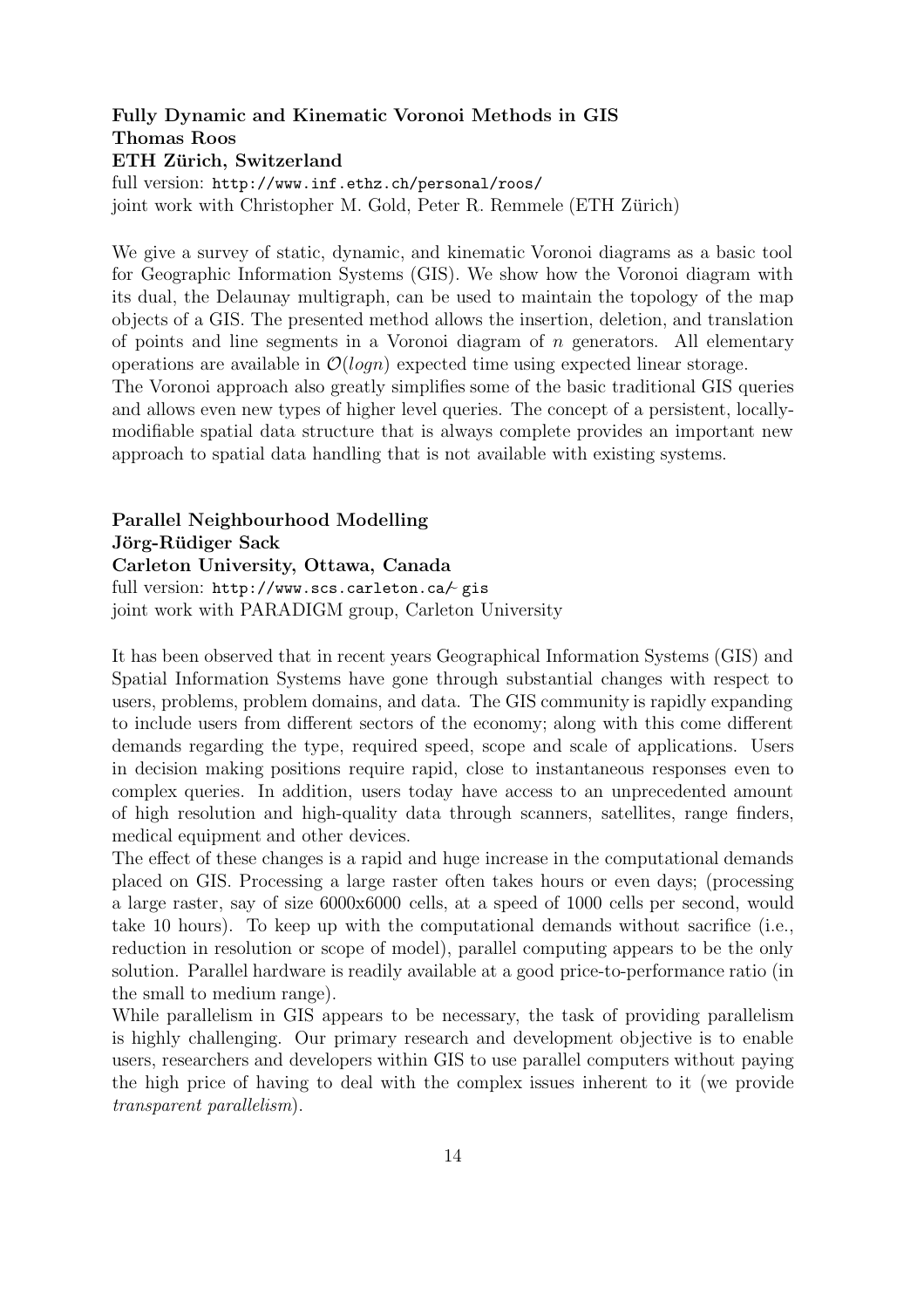**Fully Dynamic and Kinematic Voronoi Methods in GIS**
**Thomas Roos**
**ETH Zürich, Switzerland**
full version: http://www.inf.ethz.ch/personal/roos/
joint work with Christopher M. Gold, Peter R. Remmele (ETH Zürich)

We give a survey of static, dynamic, and kinematic Voronoi diagrams as a basic tool for Geographic Information Systems (GIS). We show how the Voronoi diagram with its dual, the Delaunay multigraph, can be used to maintain the topology of the map objects of a GIS. The presented method allows the insertion, deletion, and translation of points and line segments in a Voronoi diagram of $n$ generators. All elementary operations are available in $\mathcal{O}(log n)$ expected time using expected linear storage.
The Voronoi approach also greatly simplifies some of the basic traditional GIS queries and allows even new types of higher level queries. The concept of a persistent, locally-modifiable spatial data structure that is always complete provides an important new approach to spatial data handling that is not available with existing systems.

**Parallel Neighbourhood Modelling**
**Jörg-Rüdiger Sack**
**Carleton University, Ottawa, Canada**
full version: http://www.scs.carleton.ca/~gis
joint work with PARADIGM group, Carleton University

It has been observed that in recent years Geographical Information Systems (GIS) and Spatial Information Systems have gone through substantial changes with respect to users, problems, problem domains, and data. The GIS community is rapidly expanding to include users from different sectors of the economy; along with this come different demands regarding the type, required speed, scope and scale of applications. Users in decision making positions require rapid, close to instantaneous responses even to complex queries. In addition, users today have access to an unprecedented amount of high resolution and high-quality data through scanners, satellites, range finders, medical equipment and other devices.
The effect of these changes is a rapid and huge increase in the computational demands placed on GIS. Processing a large raster often takes hours or even days; (processing a large raster, say of size 6000x6000 cells, at a speed of 1000 cells per second, would take 10 hours). To keep up with the computational demands without sacrifice (i.e., reduction in resolution or scope of model), parallel computing appears to be the only solution. Parallel hardware is readily available at a good price-to-performance ratio (in the small to medium range).
While parallelism in GIS appears to be necessary, the task of providing parallelism is highly challenging. Our primary research and development objective is to enable users, researchers and developers within GIS to use parallel computers without paying the high price of having to deal with the complex issues inherent to it (we provide *transparent parallelism*).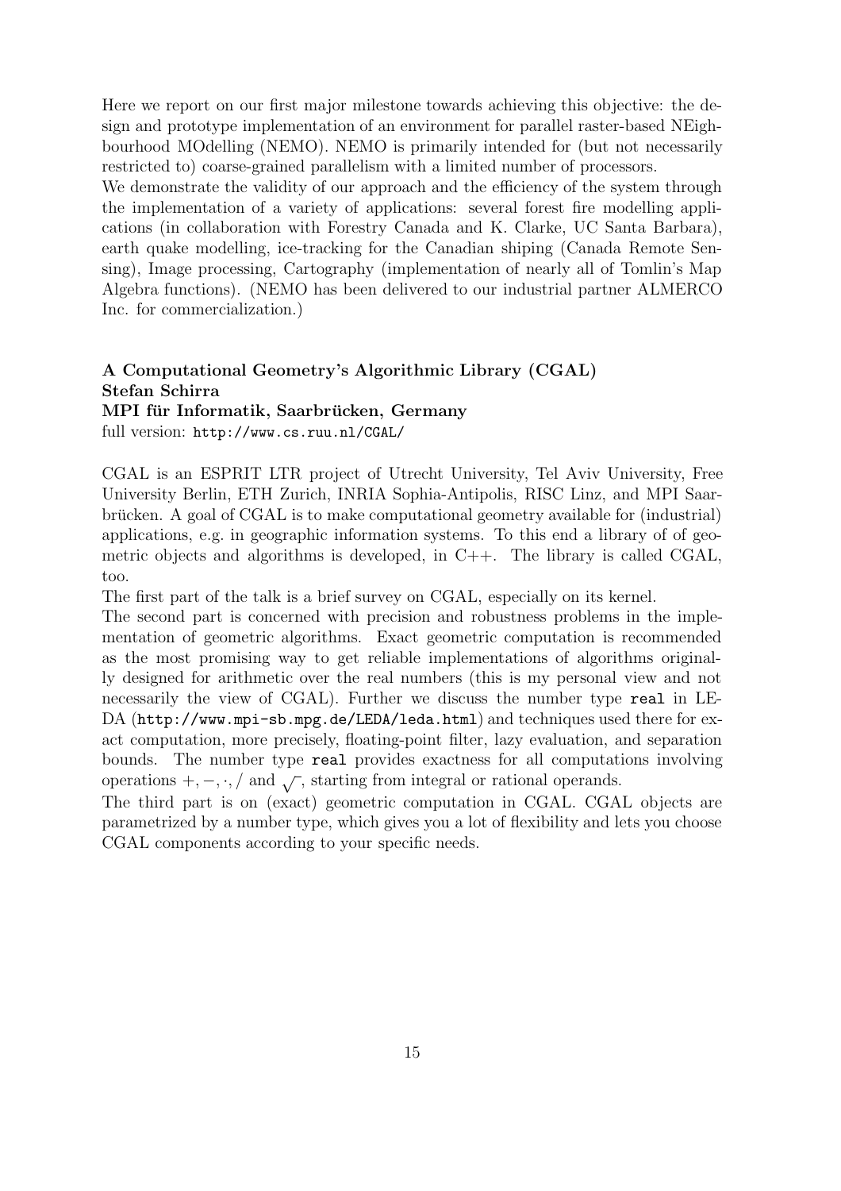Here we report on our first major milestone towards achieving this objective: the design and prototype implementation of an environment for parallel raster-based NEighbourhood MOdelling (NEMO). NEMO is primarily intended for (but not necessarily restricted to) coarse-grained parallelism with a limited number of processors.
We demonstrate the validity of our approach and the efficiency of the system through the implementation of a variety of applications: several forest fire modelling applications (in collaboration with Forestry Canada and K. Clarke, UC Santa Barbara), earth quake modelling, ice-tracking for the Canadian shiping (Canada Remote Sensing), Image processing, Cartography (implementation of nearly all of Tomlin's Map Algebra functions). (NEMO has been delivered to our industrial partner ALMERCO Inc. for commercialization.)

**A Computational Geometry's Algorithmic Library (CGAL)**
**Stefan Schirra**
**MPI für Informatik, Saarbrücken, Germany**
full version: `http://www.cs.ruu.nl/CGAL/`

CGAL is an ESPRIT LTR project of Utrecht University, Tel Aviv University, Free University Berlin, ETH Zurich, INRIA Sophia-Antipolis, RISC Linz, and MPI Saarbrücken. A goal of CGAL is to make computational geometry available for (industrial) applications, e.g. in geographic information systems. To this end a library of of geometric objects and algorithms is developed, in C++. The library is called CGAL, too.
The first part of the talk is a brief survey on CGAL, especially on its kernel.
The second part is concerned with precision and robustness problems in the implementation of geometric algorithms. Exact geometric computation is recommended as the most promising way to get reliable implementations of algorithms originally designed for arithmetic over the real numbers (this is my personal view and not necessarily the view of CGAL). Further we discuss the number type `real` in LEDA (`http://www.mpi-sb.mpg.de/LEDA/leda.html`) and techniques used there for exact computation, more precisely, floating-point filter, lazy evaluation, and separation bounds. The number type `real` provides exactness for all computations involving operations $+, -, \cdot, /$ and $\sqrt{}$, starting from integral or rational operands.
The third part is on (exact) geometric computation in CGAL. CGAL objects are parametrized by a number type, which gives you a lot of flexibility and lets you choose CGAL components according to your specific needs.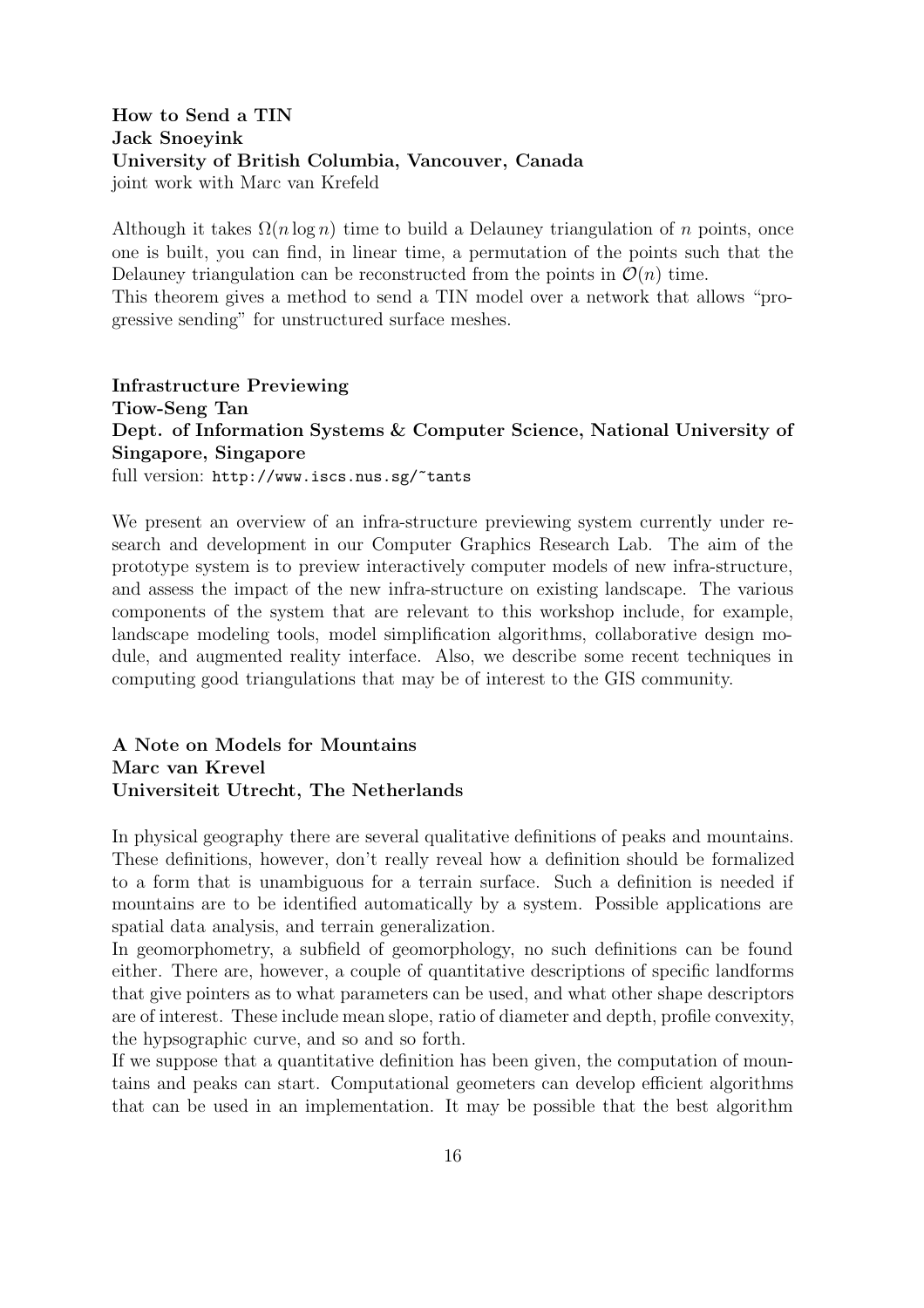**How to Send a TIN**
**Jack Snoeyink**
**University of British Columbia, Vancouver, Canada**
joint work with Marc van Krefeld

Although it takes $\Omega(n \log n)$ time to build a Delauney triangulation of $n$ points, once one is built, you can find, in linear time, a permutation of the points such that the Delauney triangulation can be reconstructed from the points in $\mathcal{O}(n)$ time.
This theorem gives a method to send a TIN model over a network that allows "progressive sending" for unstructured surface meshes.

**Infrastructure Previewing**
**Tiow-Seng Tan**
**Dept. of Information Systems & Computer Science, National University of Singapore, Singapore**
full version: http://www.iscs.nus.sg/~tants

We present an overview of an infra-structure previewing system currently under research and development in our Computer Graphics Research Lab. The aim of the prototype system is to preview interactively computer models of new infra-structure, and assess the impact of the new infra-structure on existing landscape. The various components of the system that are relevant to this workshop include, for example, landscape modeling tools, model simplification algorithms, collaborative design module, and augmented reality interface. Also, we describe some recent techniques in computing good triangulations that may be of interest to the GIS community.

**A Note on Models for Mountains**
**Marc van Krevel**
**Universiteit Utrecht, The Netherlands**

In physical geography there are several qualitative definitions of peaks and mountains. These definitions, however, don't really reveal how a definition should be formalized to a form that is unambiguous for a terrain surface. Such a definition is needed if mountains are to be identified automatically by a system. Possible applications are spatial data analysis, and terrain generalization.
In geomorphometry, a subfield of geomorphology, no such definitions can be found either. There are, however, a couple of quantitative descriptions of specific landforms that give pointers as to what parameters can be used, and what other shape descriptors are of interest. These include mean slope, ratio of diameter and depth, profile convexity, the hypsographic curve, and so and so forth.
If we suppose that a quantitative definition has been given, the computation of mountains and peaks can start. Computational geometers can develop efficient algorithms that can be used in an implementation. It may be possible that the best algorithm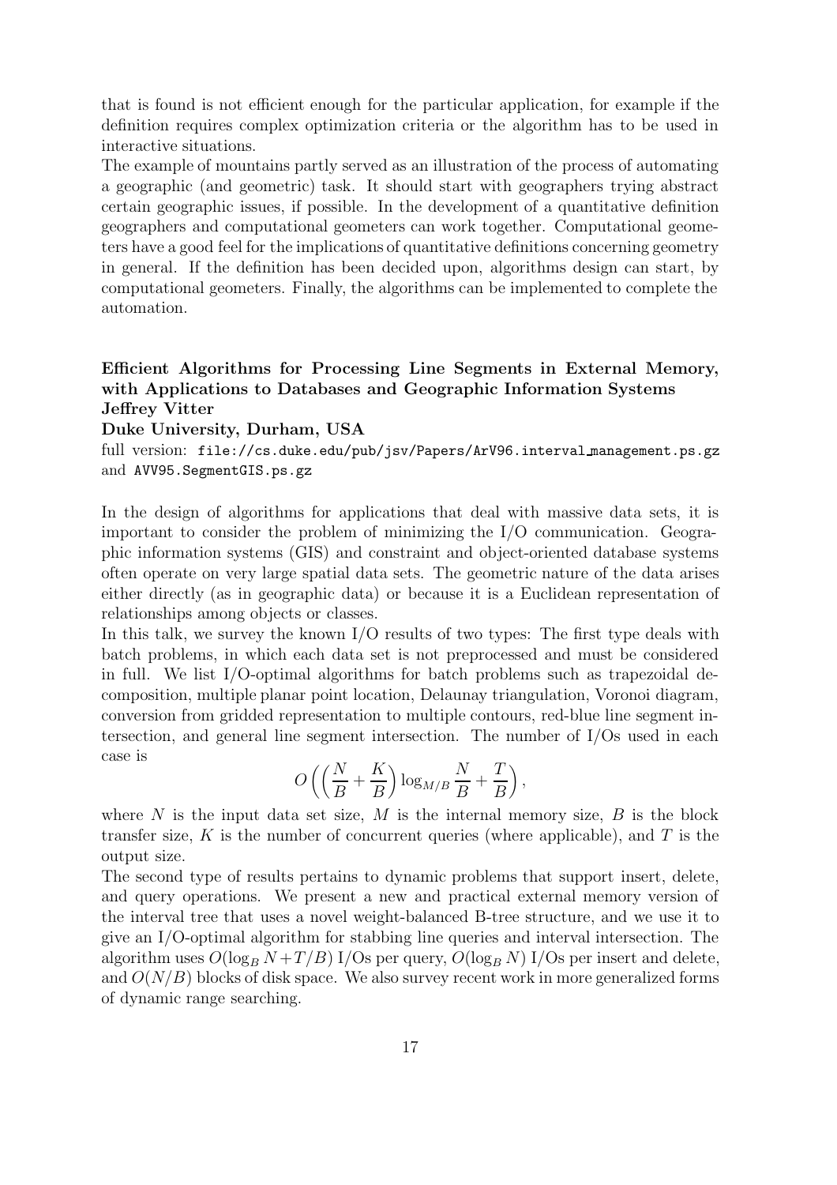that is found is not efficient enough for the particular application, for example if the definition requires complex optimization criteria or the algorithm has to be used in interactive situations.

The example of mountains partly served as an illustration of the process of automating a geographic (and geometric) task. It should start with geographers trying abstract certain geographic issues, if possible. In the development of a quantitative definition geographers and computational geometers can work together. Computational geometers have a good feel for the implications of quantitative definitions concerning geometry in general. If the definition has been decided upon, algorithms design can start, by computational geometers. Finally, the algorithms can be implemented to complete the automation.

**Efficient Algorithms for Processing Line Segments in External Memory, with Applications to Databases and Geographic Information Systems**
**Jeffrey Vitter**
**Duke University, Durham, USA**

full version: `file://cs.duke.edu/pub/jsv/Papers/ArV96.interval_management.ps.gz` and `AVV95.SegmentGIS.ps.gz`

In the design of algorithms for applications that deal with massive data sets, it is important to consider the problem of minimizing the I/O communication. Geographic information systems (GIS) and constraint and object-oriented database systems often operate on very large spatial data sets. The geometric nature of the data arises either directly (as in geographic data) or because it is a Euclidean representation of relationships among objects or classes.

In this talk, we survey the known I/O results of two types: The first type deals with batch problems, in which each data set is not preprocessed and must be considered in full. We list I/O-optimal algorithms for batch problems such as trapezoidal decomposition, multiple planar point location, Delaunay triangulation, Voronoi diagram, conversion from gridded representation to multiple contours, red-blue line segment intersection, and general line segment intersection. The number of I/Os used in each case is

$$O\Big(\Big(\frac{N}{B}+\frac{K}{B}\Big)\log_{M/B}\frac{N}{B}+\frac{T}{B}\Big),$$

where $N$ is the input data set size, $M$ is the internal memory size, $B$ is the block transfer size, $K$ is the number of concurrent queries (where applicable), and $T$ is the output size.

The second type of results pertains to dynamic problems that support insert, delete, and query operations. We present a new and practical external memory version of the interval tree that uses a novel weight-balanced B-tree structure, and we use it to give an I/O-optimal algorithm for stabbing line queries and interval intersection. The algorithm uses $O(\log_B N + T/B)$ I/Os per query, $O(\log_B N)$ I/Os per insert and delete, and $O(N/B)$ blocks of disk space. We also survey recent work in more generalized forms of dynamic range searching.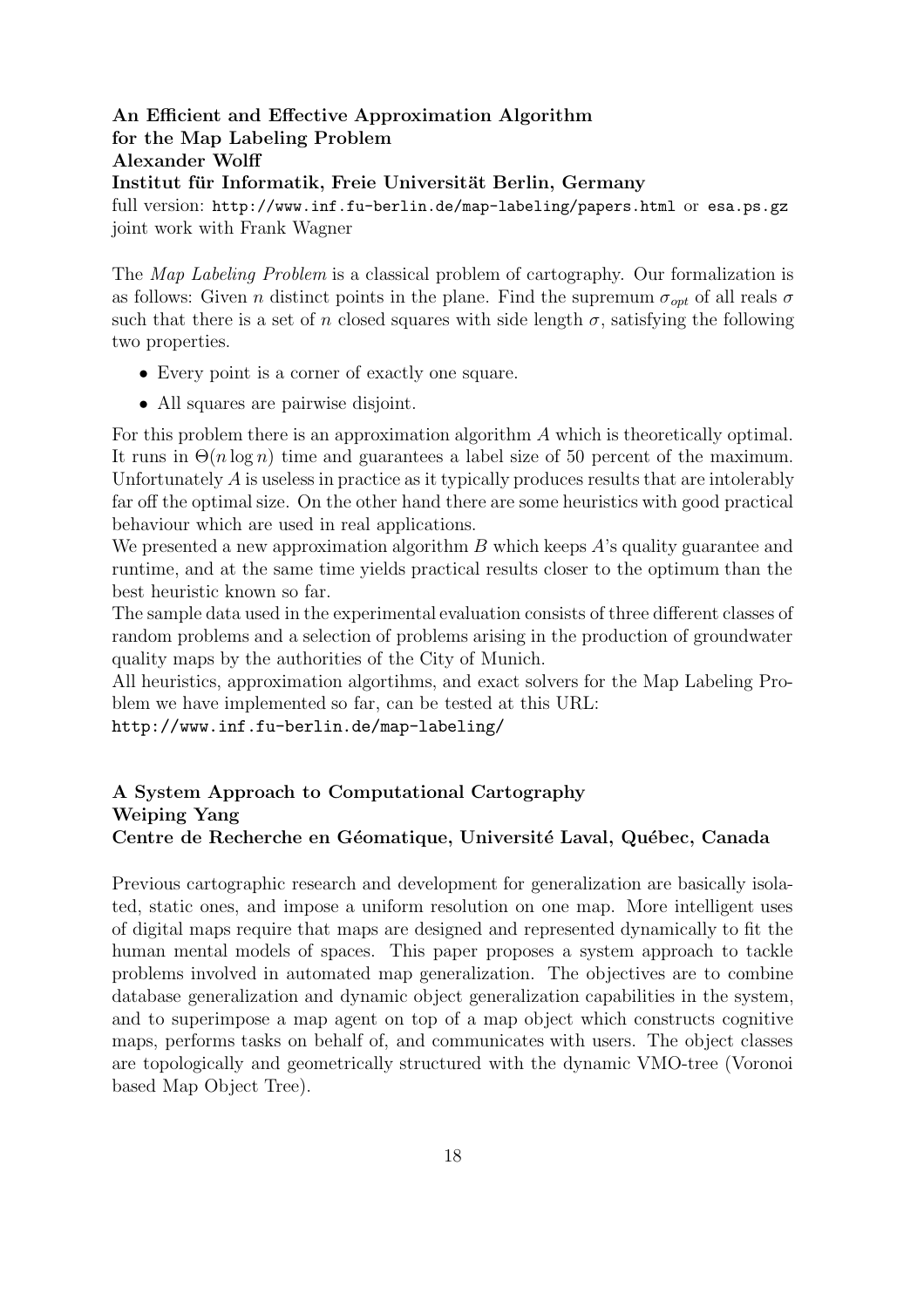**An Efficient and Effective Approximation Algorithm for the Map Labeling Problem**
**Alexander Wolff**
**Institut für Informatik, Freie Universität Berlin, Germany**

full version: `http://www.inf.fu-berlin.de/map-labeling/papers.html` or `esa.ps.gz`
joint work with Frank Wagner

The *Map Labeling Problem* is a classical problem of cartography. Our formalization is as follows: Given $n$ distinct points in the plane. Find the supremum $\sigma_{opt}$ of all reals $\sigma$ such that there is a set of $n$ closed squares with side length $\sigma$, satisfying the following two properties.

- Every point is a corner of exactly one square.
- All squares are pairwise disjoint.

For this problem there is an approximation algorithm $A$ which is theoretically optimal. It runs in $\Theta(n \log n)$ time and guarantees a label size of 50 percent of the maximum. Unfortunately $A$ is useless in practice as it typically produces results that are intolerably far off the optimal size. On the other hand there are some heuristics with good practical behaviour which are used in real applications.

We presented a new approximation algorithm $B$ which keeps $A$'s quality guarantee and runtime, and at the same time yields practical results closer to the optimum than the best heuristic known so far.

The sample data used in the experimental evaluation consists of three different classes of random problems and a selection of problems arising in the production of groundwater quality maps by the authorities of the City of Munich.

All heuristics, approximation algortihms, and exact solvers for the Map Labeling Problem we have implemented so far, can be tested at this URL:
`http://www.inf.fu-berlin.de/map-labeling/`

**A System Approach to Computational Cartography**
**Weiping Yang**
**Centre de Recherche en Géomatique, Université Laval, Québec, Canada**

Previous cartographic research and development for generalization are basically isolated, static ones, and impose a uniform resolution on one map. More intelligent uses of digital maps require that maps are designed and represented dynamically to fit the human mental models of spaces. This paper proposes a system approach to tackle problems involved in automated map generalization. The objectives are to combine database generalization and dynamic object generalization capabilities in the system, and to superimpose a map agent on top of a map object which constructs cognitive maps, performs tasks on behalf of, and communicates with users. The object classes are topologically and geometrically structured with the dynamic VMO-tree (Voronoi based Map Object Tree).